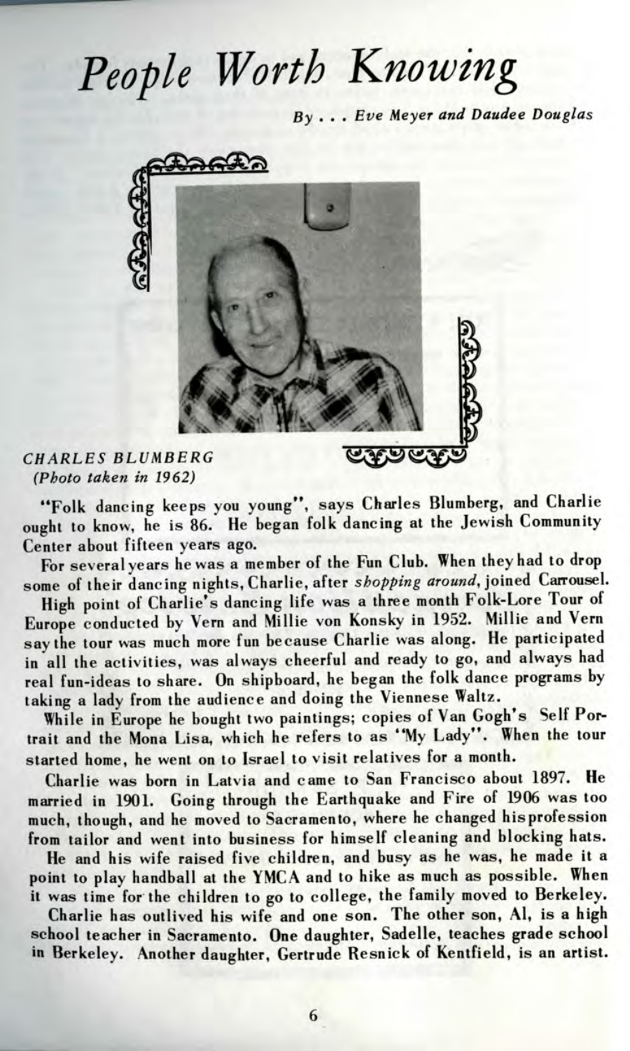# People Worth Knowing

*By . . . Eve Meyer and Daudee Douglas*

*CHARLES BLUMBERG*
*(Photo taken in 1962)*

"Folk dancing keeps you young", says Charles Blumberg, and Charlie ought to know, he is 86. He began folk dancing at the Jewish Community Center about fifteen years ago.

For several years he was a member of the Fun Club. When they had to drop some of their dancing nights, Charlie, after *shopping around*, joined Carrousel.

High point of Charlie's dancing life was a three month Folk-Lore Tour of Europe conducted by Vern and Millie von Konsky in 1952. Millie and Vern say the tour was much more fun because Charlie was along. He participated in all the activities, was always cheerful and ready to go, and always had real fun-ideas to share. On shipboard, he began the folk dance programs by taking a lady from the audience and doing the Viennese Waltz.

While in Europe he bought two paintings; copies of Van Gogh's Self Portrait and the Mona Lisa, which he refers to as "My Lady". When the tour started home, he went on to Israel to visit relatives for a month.

Charlie was born in Latvia and came to San Francisco about 1897. He married in 1901. Going through the Earthquake and Fire of 1906 was too much, though, and he moved to Sacramento, where he changed his profession from tailor and went into business for himself cleaning and blocking hats.

He and his wife raised five children, and busy as he was, he made it a point to play handball at the YMCA and to hike as much as possible. When it was time for the children to go to college, the family moved to Berkeley.

Charlie has outlived his wife and one son. The other son, Al, is a high school teacher in Sacramento. One daughter, Sadelle, teaches grade school in Berkeley. Another daughter, Gertrude Resnick of Kentfield, is an artist.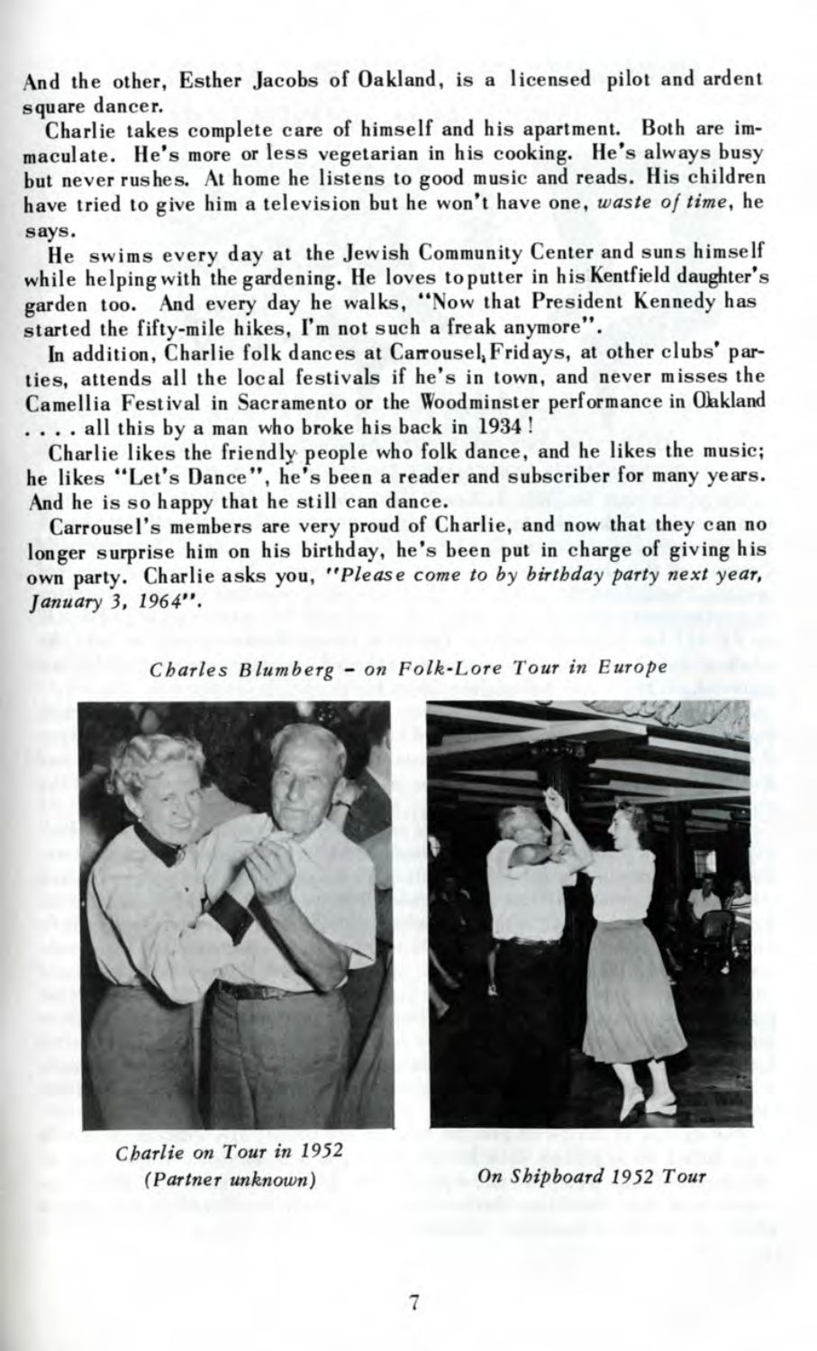And the other, Esther Jacobs of Oakland, is a licensed pilot and ardent square dancer.

Charlie takes complete care of himself and his apartment. Both are immaculate. He's more or less vegetarian in his cooking. He's always busy but never rushes. At home he listens to good music and reads. His children have tried to give him a television but he won't have one, *waste of time*, he says.

He swims every day at the Jewish Community Center and suns himself while helping with the gardening. He loves to putter in his Kentfield daughter's garden too. And every day he walks, "Now that President Kennedy has started the fifty-mile hikes, I'm not such a freak anymore".

In addition, Charlie folk dances at Carrousel, Fridays, at other clubs' parties, attends all the local festivals if he's in town, and never misses the Camellia Festival in Sacramento or the Woodminster performance in Oakland . . . . all this by a man who broke his back in 1934!

Charlie likes the friendly people who folk dance, and he likes the music; he likes "Let's Dance", he's been a reader and subscriber for many years. And he is so happy that he still can dance.

Carrousel's members are very proud of Charlie, and now that they can no longer surprise him on his birthday, he's been put in charge of giving his own party. Charlie asks you, *"Please come to by birthday party next year, January 3, 1964"*.

*Charles Blumberg - on Folk-Lore Tour in Europe*

*Charlie on Tour in 1952*
*(Partner unknown)*

*On Shipboard 1952 Tour*